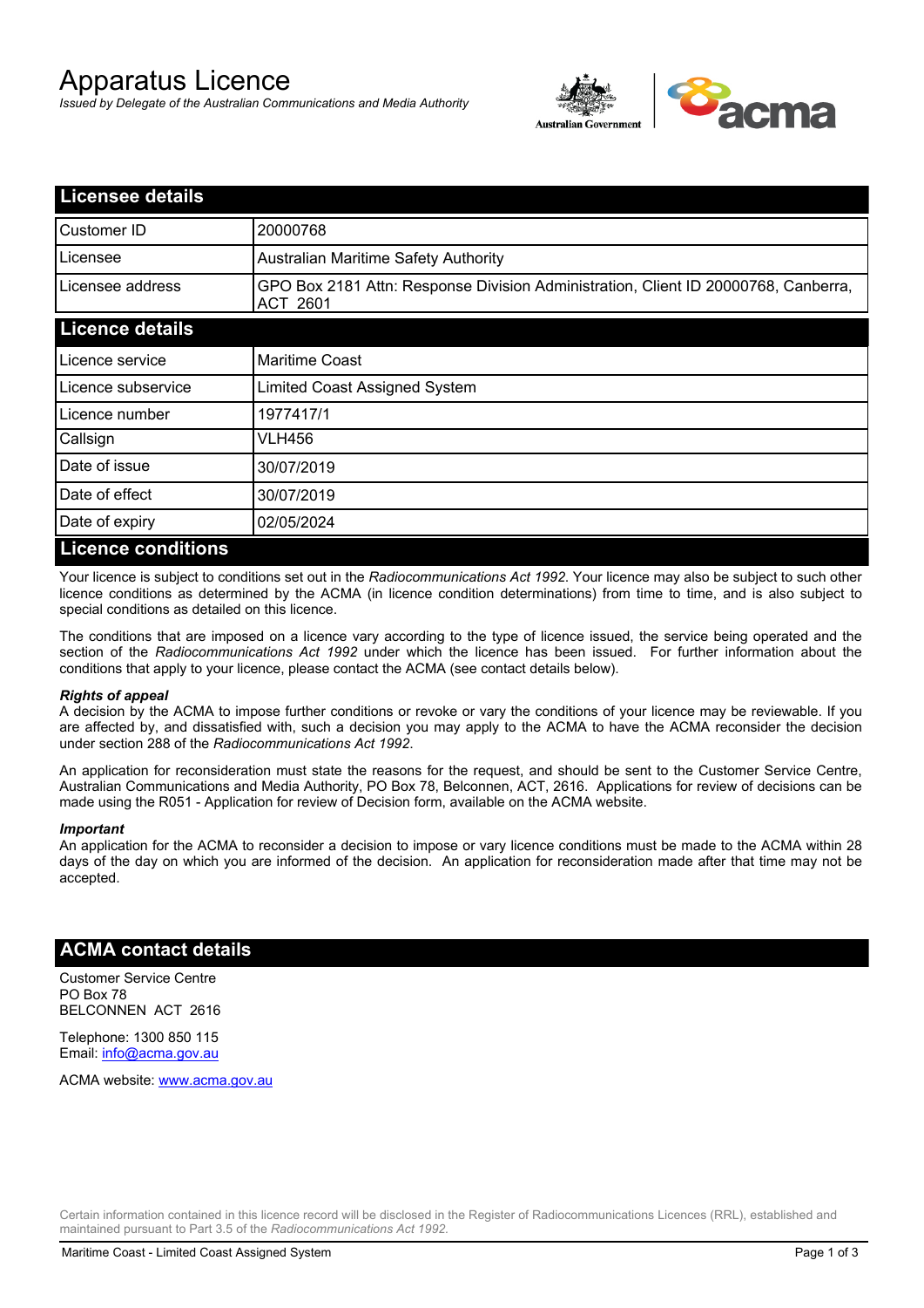# Apparatus Licence

*Issued by Delegate of the Australian Communications and Media Authority*

## Licensee details

| | |
|---|---|
| Customer ID | 20000768 |
| Licensee | Australian Maritime Safety Authority |
| Licensee address | GPO Box 2181 Attn: Response Division Administration, Client ID 20000768, Canberra, ACT 2601 |

## Licence details

| | |
|---|---|
| Licence service | Maritime Coast |
| Licence subservice | Limited Coast Assigned System |
| Licence number | 1977417/1 |
| Callsign | VLH456 |
| Date of issue | 30/07/2019 |
| Date of effect | 30/07/2019 |
| Date of expiry | 02/05/2024 |

## Licence conditions

Your licence is subject to conditions set out in the *Radiocommunications Act 1992*. Your licence may also be subject to such other licence conditions as determined by the ACMA (in licence condition determinations) from time to time, and is also subject to special conditions as detailed on this licence.

The conditions that are imposed on a licence vary according to the type of licence issued, the service being operated and the section of the *Radiocommunications Act 1992* under which the licence has been issued. For further information about the conditions that apply to your licence, please contact the ACMA (see contact details below).

***Rights of appeal***

A decision by the ACMA to impose further conditions or revoke or vary the conditions of your licence may be reviewable. If you are affected by, and dissatisfied with, such a decision you may apply to the ACMA to have the ACMA reconsider the decision under section 288 of the *Radiocommunications Act 1992*.

An application for reconsideration must state the reasons for the request, and should be sent to the Customer Service Centre, Australian Communications and Media Authority, PO Box 78, Belconnen, ACT, 2616. Applications for review of decisions can be made using the R051 - Application for review of Decision form, available on the ACMA website.

***Important***

An application for the ACMA to reconsider a decision to impose or vary licence conditions must be made to the ACMA within 28 days of the day on which you are informed of the decision. An application for reconsideration made after that time may not be accepted.

## ACMA contact details

Customer Service Centre
PO Box 78
BELCONNEN ACT 2616

Telephone: 1300 850 115
Email: info@acma.gov.au

ACMA website: www.acma.gov.au

Certain information contained in this licence record will be disclosed in the Register of Radiocommunications Licences (RRL), established and maintained pursuant to Part 3.5 of the *Radiocommunications Act 1992.*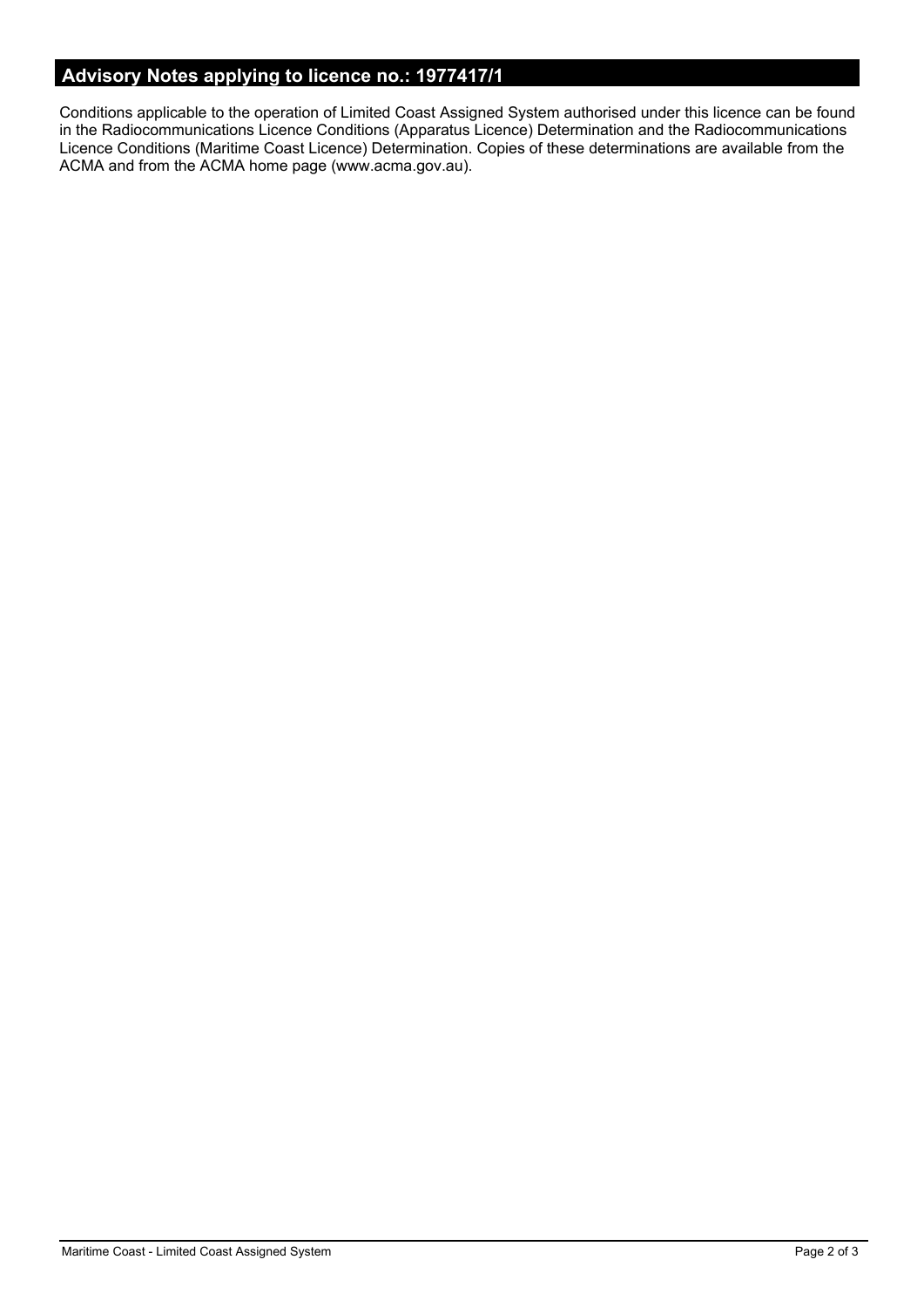## Advisory Notes applying to licence no.: 1977417/1

Conditions applicable to the operation of Limited Coast Assigned System authorised under this licence can be found in the Radiocommunications Licence Conditions (Apparatus Licence) Determination and the Radiocommunications Licence Conditions (Maritime Coast Licence) Determination. Copies of these determinations are available from the ACMA and from the ACMA home page (www.acma.gov.au).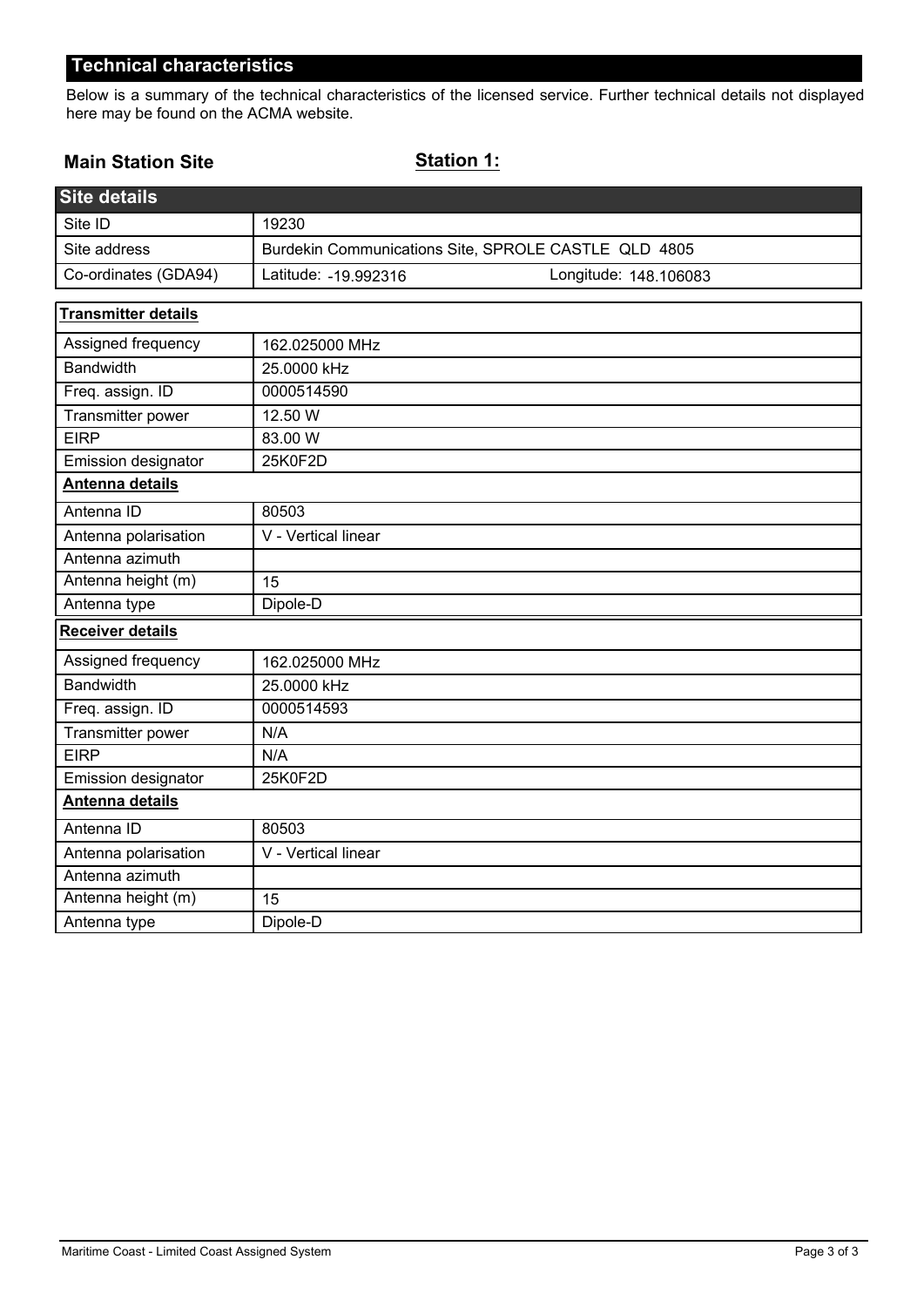## Technical characteristics

Below is a summary of the technical characteristics of the licensed service. Further technical details not displayed here may be found on the ACMA website.

**Main Station Site** **Station 1:**

| Site details | |
|---|---|
| Site ID | 19230 |
| Site address | Burdekin Communications Site, SPROLE CASTLE QLD 4805 |
| Co-ordinates (GDA94) | Latitude: -19.992316 Longitude: 148.106083 |

| Transmitter details | |
|---|---|
| Assigned frequency | 162.025000 MHz |
| Bandwidth | 25.0000 kHz |
| Freq. assign. ID | 0000514590 |
| Transmitter power | 12.50 W |
| EIRP | 83.00 W |
| Emission designator | 25K0F2D |
| **Antenna details** | |
| Antenna ID | 80503 |
| Antenna polarisation | V - Vertical linear |
| Antenna azimuth | |
| Antenna height (m) | 15 |
| Antenna type | Dipole-D |

| Receiver details | |
|---|---|
| Assigned frequency | 162.025000 MHz |
| Bandwidth | 25.0000 kHz |
| Freq. assign. ID | 0000514593 |
| Transmitter power | N/A |
| EIRP | N/A |
| Emission designator | 25K0F2D |
| **Antenna details** | |
| Antenna ID | 80503 |
| Antenna polarisation | V - Vertical linear |
| Antenna azimuth | |
| Antenna height (m) | 15 |
| Antenna type | Dipole-D |